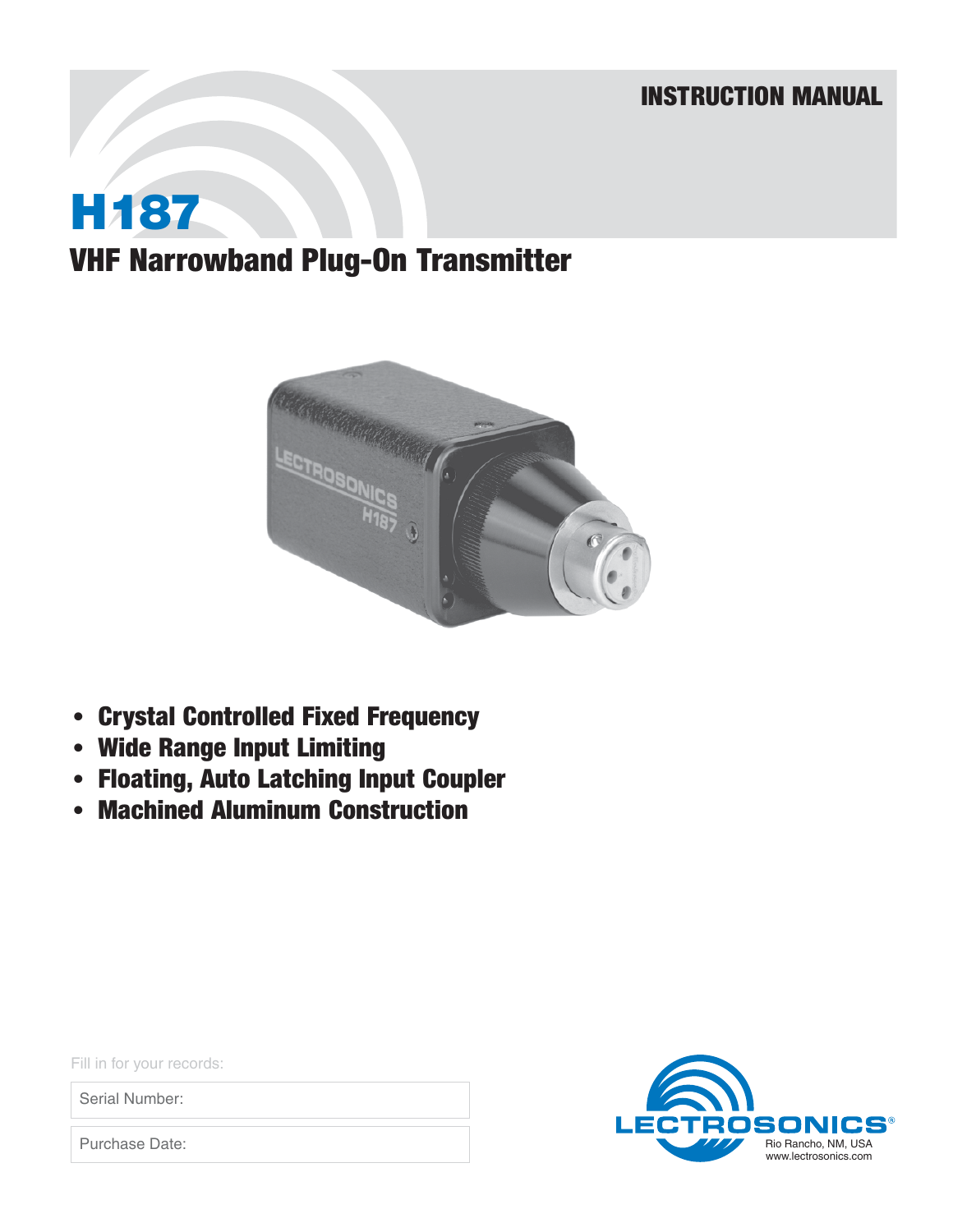INSTRUCTION MANUAL

# H187

## VHF Narrowband Plug-On Transmitter

- **Crystal Controlled Fixed Frequency**
- **Wide Range Input Limiting**
- **Floating, Auto Latching Input Coupler**
- **Machined Aluminum Construction**

Fill in for your records:

| Serial Number: |
|---|
| Purchase Date: |

LECTROSONICS®
Rio Rancho, NM, USA
www.lectrosonics.com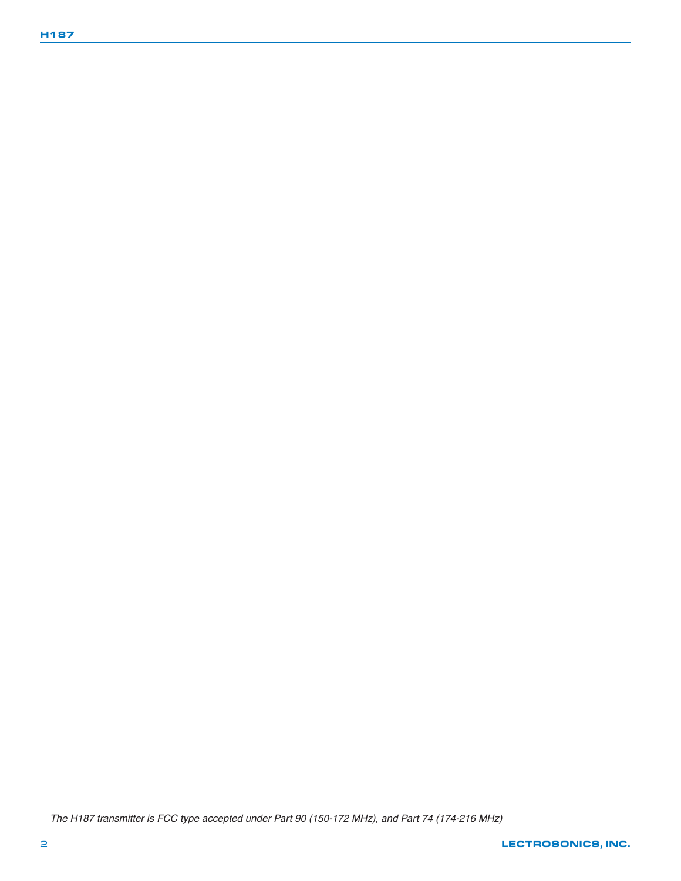*The H187 transmitter is FCC type accepted under Part 90 (150-172 MHz), and Part 74 (174-216 MHz)*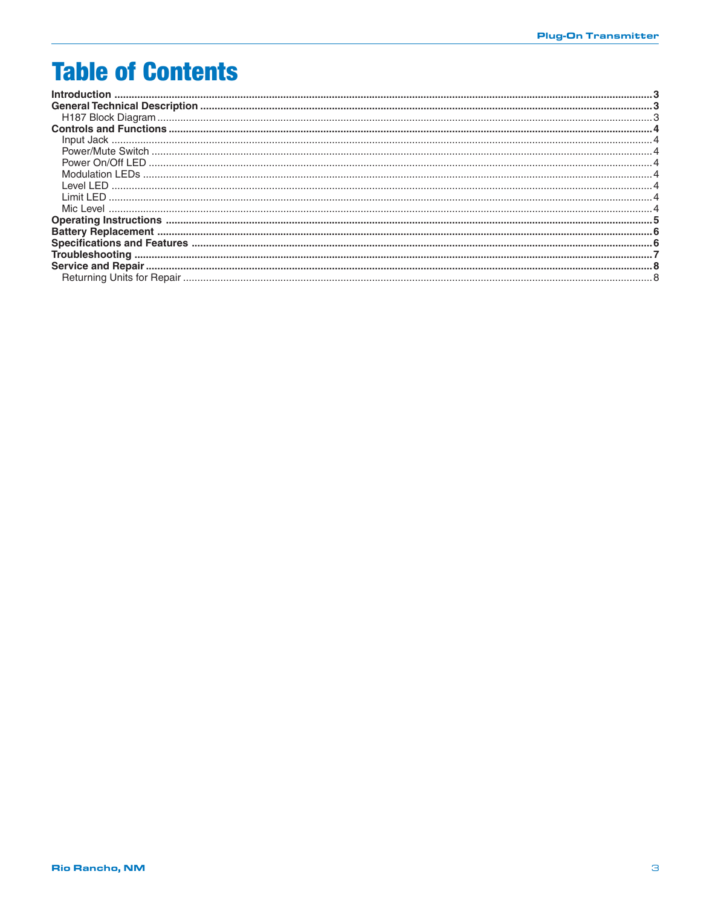# Table of Contents

**Introduction** .......... **3**
**General Technical Description** .......... **3**
H187 Block Diagram .......... 3
**Controls and Functions** .......... **4**
Input Jack .......... 4
Power/Mute Switch .......... 4
Power On/Off LED .......... 4
Modulation LEDs .......... 4
Level LED .......... 4
Limit LED .......... 4
Mic Level .......... 4
**Operating Instructions** .......... **5**
**Battery Replacement** .......... **6**
**Specifications and Features** .......... **6**
**Troubleshooting** .......... **7**
**Service and Repair** .......... **8**
Returning Units for Repair .......... 8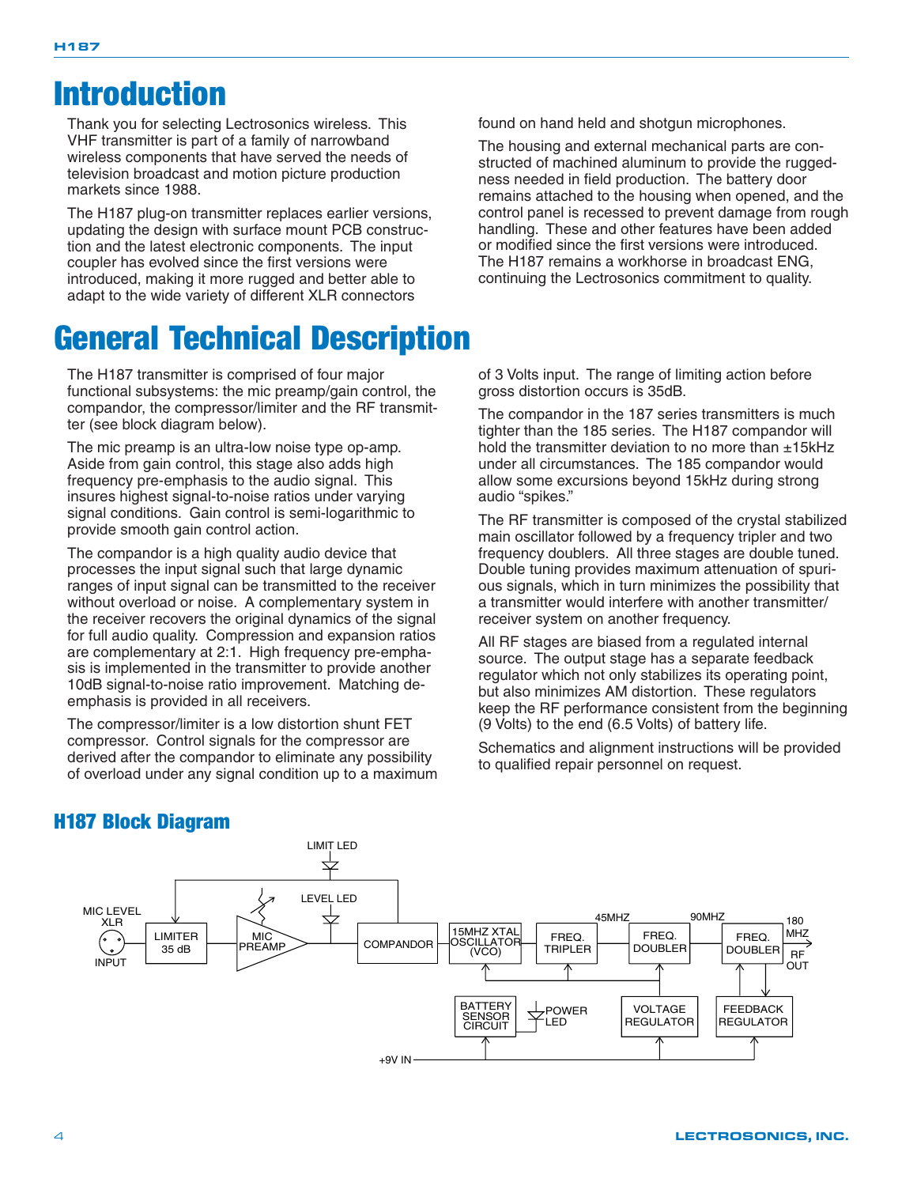# Introduction

Thank you for selecting Lectrosonics wireless. This VHF transmitter is part of a family of narrowband wireless components that have served the needs of television broadcast and motion picture production markets since 1988.

The H187 plug-on transmitter replaces earlier versions, updating the design with surface mount PCB construction and the latest electronic components. The input coupler has evolved since the first versions were introduced, making it more rugged and better able to adapt to the wide variety of different XLR connectors found on hand held and shotgun microphones.

The housing and external mechanical parts are constructed of machined aluminum to provide the ruggedness needed in field production. The battery door remains attached to the housing when opened, and the control panel is recessed to prevent damage from rough handling. These and other features have been added or modified since the first versions were introduced. The H187 remains a workhorse in broadcast ENG, continuing the Lectrosonics commitment to quality.

# General Technical Description

The H187 transmitter is comprised of four major functional subsystems: the mic preamp/gain control, the compandor, the compressor/limiter and the RF transmitter (see block diagram below).

The mic preamp is an ultra-low noise type op-amp. Aside from gain control, this stage also adds high frequency pre-emphasis to the audio signal. This insures highest signal-to-noise ratios under varying signal conditions. Gain control is semi-logarithmic to provide smooth gain control action.

The compandor is a high quality audio device that processes the input signal such that large dynamic ranges of input signal can be transmitted to the receiver without overload or noise. A complementary system in the receiver recovers the original dynamics of the signal for full audio quality. Compression and expansion ratios are complementary at 2:1. High frequency pre-emphasis is implemented in the transmitter to provide another 10dB signal-to-noise ratio improvement. Matching de-emphasis is provided in all receivers.

The compressor/limiter is a low distortion shunt FET compressor. Control signals for the compressor are derived after the compandor to eliminate any possibility of overload under any signal condition up to a maximum of 3 Volts input. The range of limiting action before gross distortion occurs is 35dB.

The compandor in the 187 series transmitters is much tighter than the 185 series. The H187 compandor will hold the transmitter deviation to no more than ±15kHz under all circumstances. The 185 compandor would allow some excursions beyond 15kHz during strong audio "spikes."

The RF transmitter is composed of the crystal stabilized main oscillator followed by a frequency tripler and two frequency doublers. All three stages are double tuned. Double tuning provides maximum attenuation of spurious signals, which in turn minimizes the possibility that a transmitter would interfere with another transmitter/receiver system on another frequency.

All RF stages are biased from a regulated internal source. The output stage has a separate feedback regulator which not only stabilizes its operating point, but also minimizes AM distortion. These regulators keep the RF performance consistent from the beginning (9 Volts) to the end (6.5 Volts) of battery life.

Schematics and alignment instructions will be provided to qualified repair personnel on request.

## H187 Block Diagram

LIMIT LED · LEVEL LED · MIC LEVEL XLR INPUT · LIMITER 35 dB · MIC PREAMP · COMPANDOR · 15MHZ XTAL OSCILLATOR (VCO) · FREQ. TRIPLER · 45MHZ · FREQ. DOUBLER · 90MHZ · FREQ. DOUBLER · 180 MHZ RF OUT · BATTERY SENSOR CIRCUIT · POWER LED · VOLTAGE REGULATOR · FEEDBACK REGULATOR · +9V IN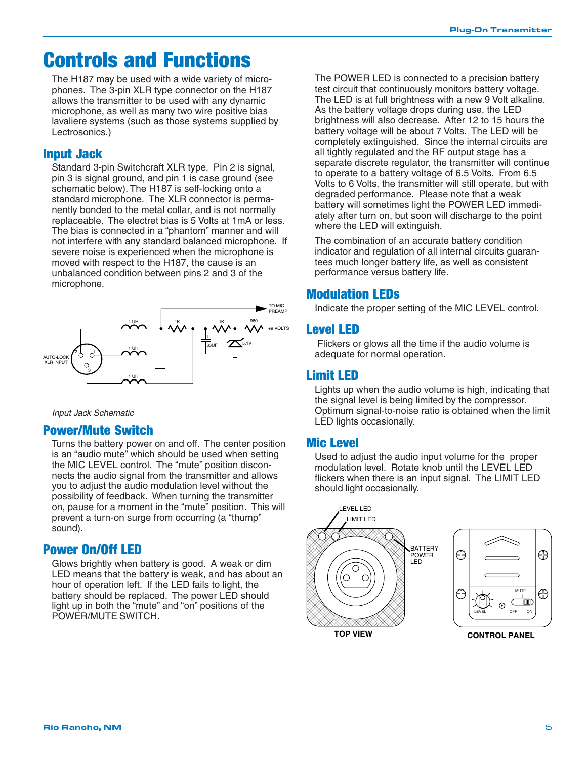# Controls and Functions

The H187 may be used with a wide variety of microphones. The 3-pin XLR type connector on the H187 allows the transmitter to be used with any dynamic microphone, as well as many two wire positive bias lavaliere systems (such as those systems supplied by Lectrosonics.)

## Input Jack

Standard 3-pin Switchcraft XLR type. Pin 2 is signal, pin 3 is signal ground, and pin 1 is case ground (see schematic below). The H187 is self-locking onto a standard microphone. The XLR connector is permanently bonded to the metal collar, and is not normally replaceable. The electret bias is 5 Volts at 1mA or less. The bias is connected in a "phantom" manner and will not interfere with any standard balanced microphone. If severe noise is experienced when the microphone is moved with respect to the H187, the cause is an unbalanced condition between pins 2 and 3 of the microphone.

*Input Jack Schematic*

## Power/Mute Switch

Turns the battery power on and off. The center position is an "audio mute" which should be used when setting the MIC LEVEL control. The "mute" position disconnects the audio signal from the transmitter and allows you to adjust the audio modulation level without the possibility of feedback. When turning the transmitter on, pause for a moment in the "mute" position. This will prevent a turn-on surge from occurring (a "thump" sound).

## Power On/Off LED

Glows brightly when battery is good. A weak or dim LED means that the battery is weak, and has about an hour of operation left. If the LED fails to light, the battery should be replaced. The power LED should light up in both the "mute" and "on" positions of the POWER/MUTE SWITCH.

The POWER LED is connected to a precision battery test circuit that continuously monitors battery voltage. The LED is at full brightness with a new 9 Volt alkaline. As the battery voltage drops during use, the LED brightness will also decrease. After 12 to 15 hours the battery voltage will be about 7 Volts. The LED will be completely extinguished. Since the internal circuits are all tightly regulated and the RF output stage has a separate discrete regulator, the transmitter will continue to operate to a battery voltage of 6.5 Volts. From 6.5 Volts to 6 Volts, the transmitter will still operate, but with degraded performance. Please note that a weak battery will sometimes light the POWER LED immediately after turn on, but soon will discharge to the point where the LED will extinguish.

The combination of an accurate battery condition indicator and regulation of all internal circuits guarantees much longer battery life, as well as consistent performance versus battery life.

## Modulation LEDs

Indicate the proper setting of the MIC LEVEL control.

## Level LED

Flickers or glows all the time if the audio volume is adequate for normal operation.

## Limit LED

Lights up when the audio volume is high, indicating that the signal level is being limited by the compressor. Optimum signal-to-noise ratio is obtained when the limit LED lights occasionally.

## Mic Level

Used to adjust the audio input volume for the proper modulation level. Rotate knob until the LEVEL LED flickers when there is an input signal. The LIMIT LED should light occasionally.

TOP VIEW

CONTROL PANEL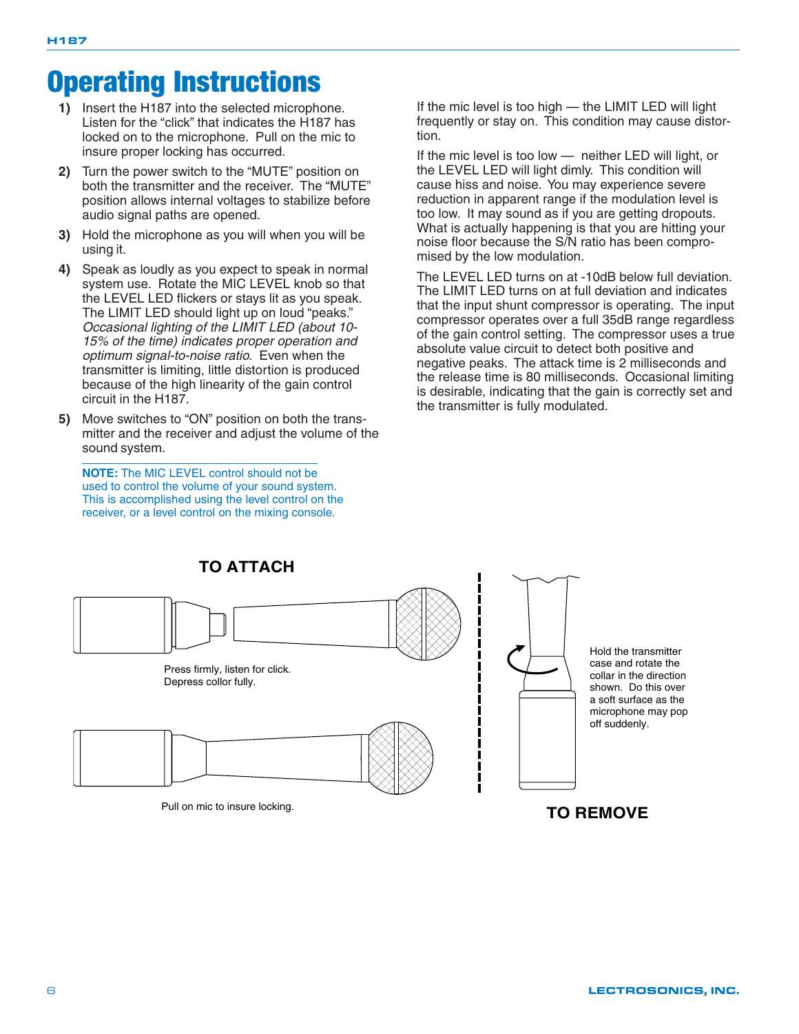# Operating Instructions

1) Insert the H187 into the selected microphone. Listen for the "click" that indicates the H187 has locked on to the microphone. Pull on the mic to insure proper locking has occurred.

2) Turn the power switch to the "MUTE" position on both the transmitter and the receiver. The "MUTE" position allows internal voltages to stabilize before audio signal paths are opened.

3) Hold the microphone as you will when you will be using it.

4) Speak as loudly as you expect to speak in normal system use. Rotate the MIC LEVEL knob so that the LEVEL LED flickers or stays lit as you speak. The LIMIT LED should light up on loud "peaks." *Occasional lighting of the LIMIT LED (about 10-15% of the time) indicates proper operation and optimum signal-to-noise ratio.* Even when the transmitter is limiting, little distortion is produced because of the high linearity of the gain control circuit in the H187.

5) Move switches to "ON" position on both the transmitter and the receiver and adjust the volume of the sound system.

**NOTE:** The MIC LEVEL control should not be used to control the volume of your sound system. This is accomplished using the level control on the receiver, or a level control on the mixing console.

If the mic level is too high — the LIMIT LED will light frequently or stay on. This condition may cause distortion.

If the mic level is too low — neither LED will light, or the LEVEL LED will light dimly. This condition will cause hiss and noise. You may experience severe reduction in apparent range if the modulation level is too low. It may sound as if you are getting dropouts. What is actually happening is that you are hitting your noise floor because the S/N ratio has been compromised by the low modulation.

The LEVEL LED turns on at -10dB below full deviation. The LIMIT LED turns on at full deviation and indicates that the input shunt compressor is operating. The input compressor operates over a full 35dB range regardless of the gain control setting. The compressor uses a true absolute value circuit to detect both positive and negative peaks. The attack time is 2 milliseconds and the release time is 80 milliseconds. Occasional limiting is desirable, indicating that the gain is correctly set and the transmitter is fully modulated.

**TO ATTACH**

Press firmly, listen for click. Depress collor fully.

Pull on mic to insure locking.

**TO REMOVE**

Hold the transmitter case and rotate the collar in the direction shown. Do this over a soft surface as the microphone may pop off suddenly.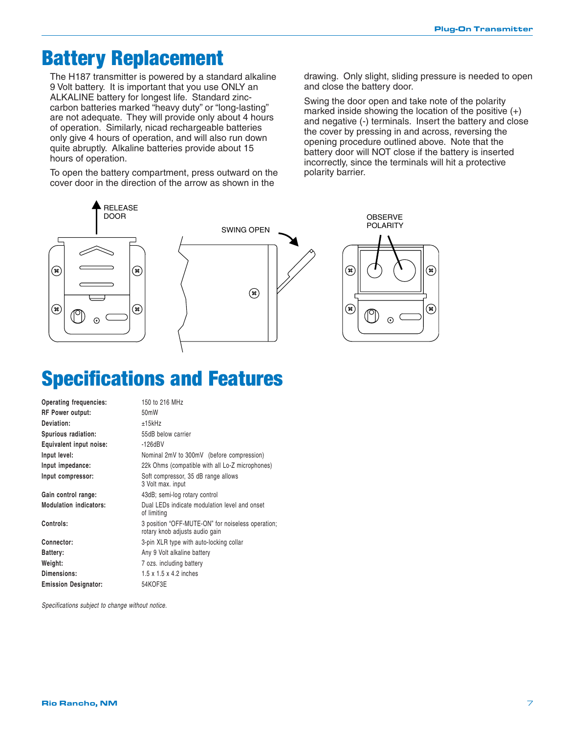# Battery Replacement

The H187 transmitter is powered by a standard alkaline 9 Volt battery. It is important that you use ONLY an ALKALINE battery for longest life. Standard zinc-carbon batteries marked "heavy duty" or "long-lasting" are not adequate. They will provide only about 4 hours of operation. Similarly, nicad rechargeable batteries only give 4 hours of operation, and will also run down quite abruptly. Alkaline batteries provide about 15 hours of operation.

To open the battery compartment, press outward on the cover door in the direction of the arrow as shown in the drawing. Only slight, sliding pressure is needed to open and close the battery door.

Swing the door open and take note of the polarity marked inside showing the location of the positive (+) and negative (-) terminals. Insert the battery and close the cover by pressing in and across, reversing the opening procedure outlined above. Note that the battery door will NOT close if the battery is inserted incorrectly, since the terminals will hit a protective polarity barrier.

RELEASE DOOR

SWING OPEN

OBSERVE POLARITY

# Specifications and Features

| | |
|---|---|
| **Operating frequencies:** | 150 to 216 MHz |
| **RF Power output:** | 50mW |
| **Deviation:** | ±15kHz |
| **Spurious radiation:** | 55dB below carrier |
| **Equivalent input noise:** | -126dBV |
| **Input level:** | Nominal 2mV to 300mV (before compression) |
| **Input impedance:** | 22k Ohms (compatible with all Lo-Z microphones) |
| **Input compressor:** | Soft compressor, 35 dB range allows 3 Volt max. input |
| **Gain control range:** | 43dB; semi-log rotary control |
| **Modulation indicators:** | Dual LEDs indicate modulation level and onset of limiting |
| **Controls:** | 3 position "OFF-MUTE-ON" for noiseless operation; rotary knob adjusts audio gain |
| **Connector:** | 3-pin XLR type with auto-locking collar |
| **Battery:** | Any 9 Volt alkaline battery |
| **Weight:** | 7 ozs. including battery |
| **Dimensions:** | 1.5 x 1.5 x 4.2 inches |
| **Emission Designator:** | 54KOF3E |

*Specifications subject to change without notice.*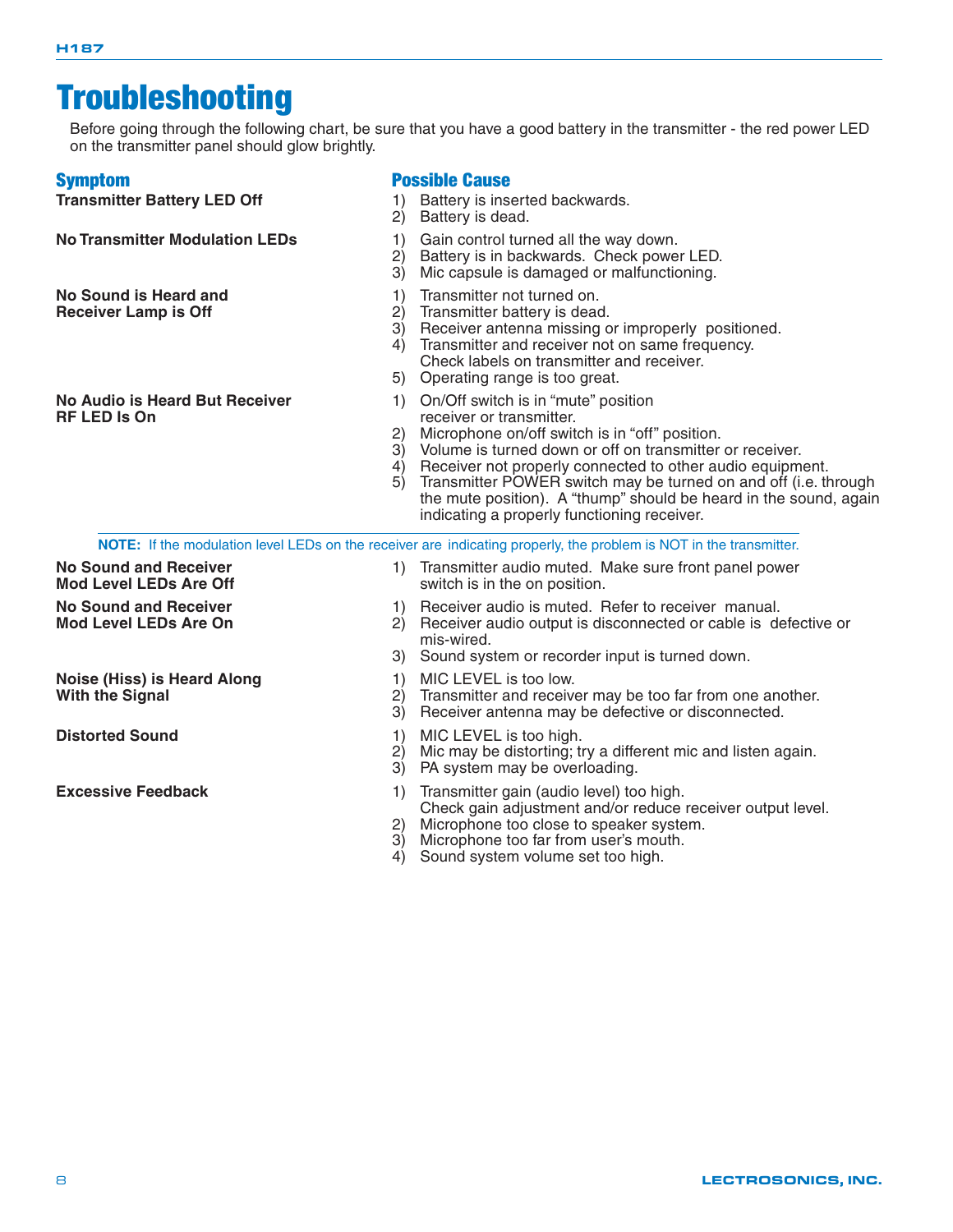# Troubleshooting

Before going through the following chart, be sure that you have a good battery in the transmitter - the red power LED on the transmitter panel should glow brightly.

| Symptom | Possible Cause |
|---|---|
| **Transmitter Battery LED Off** | 1) Battery is inserted backwards.<br>2) Battery is dead. |
| **No Transmitter Modulation LEDs** | 1) Gain control turned all the way down.<br>2) Battery is in backwards. Check power LED.<br>3) Mic capsule is damaged or malfunctioning. |
| **No Sound is Heard and Receiver Lamp is Off** | 1) Transmitter not turned on.<br>2) Transmitter battery is dead.<br>3) Receiver antenna missing or improperly positioned.<br>4) Transmitter and receiver not on same frequency. Check labels on transmitter and receiver.<br>5) Operating range is too great. |
| **No Audio is Heard But Receiver RF LED Is On** | 1) On/Off switch is in "mute" position receiver or transmitter.<br>2) Microphone on/off switch is in "off" position.<br>3) Volume is turned down or off on transmitter or receiver.<br>4) Receiver not properly connected to other audio equipment.<br>5) Transmitter POWER switch may be turned on and off (i.e. through the mute position). A "thump" should be heard in the sound, again indicating a properly functioning receiver. |

**NOTE:** If the modulation level LEDs on the receiver are indicating properly, the problem is NOT in the transmitter.

| Symptom | Possible Cause |
|---|---|
| **No Sound and Receiver Mod Level LEDs Are Off** | 1) Transmitter audio muted. Make sure front panel power switch is in the on position. |
| **No Sound and Receiver Mod Level LEDs Are On** | 1) Receiver audio is muted. Refer to receiver manual.<br>2) Receiver audio output is disconnected or cable is defective or mis-wired.<br>3) Sound system or recorder input is turned down. |
| **Noise (Hiss) is Heard Along With the Signal** | 1) MIC LEVEL is too low.<br>2) Transmitter and receiver may be too far from one another.<br>3) Receiver antenna may be defective or disconnected. |
| **Distorted Sound** | 1) MIC LEVEL is too high.<br>2) Mic may be distorting; try a different mic and listen again.<br>3) PA system may be overloading. |
| **Excessive Feedback** | 1) Transmitter gain (audio level) too high. Check gain adjustment and/or reduce receiver output level.<br>2) Microphone too close to speaker system.<br>3) Microphone too far from user's mouth.<br>4) Sound system volume set too high. |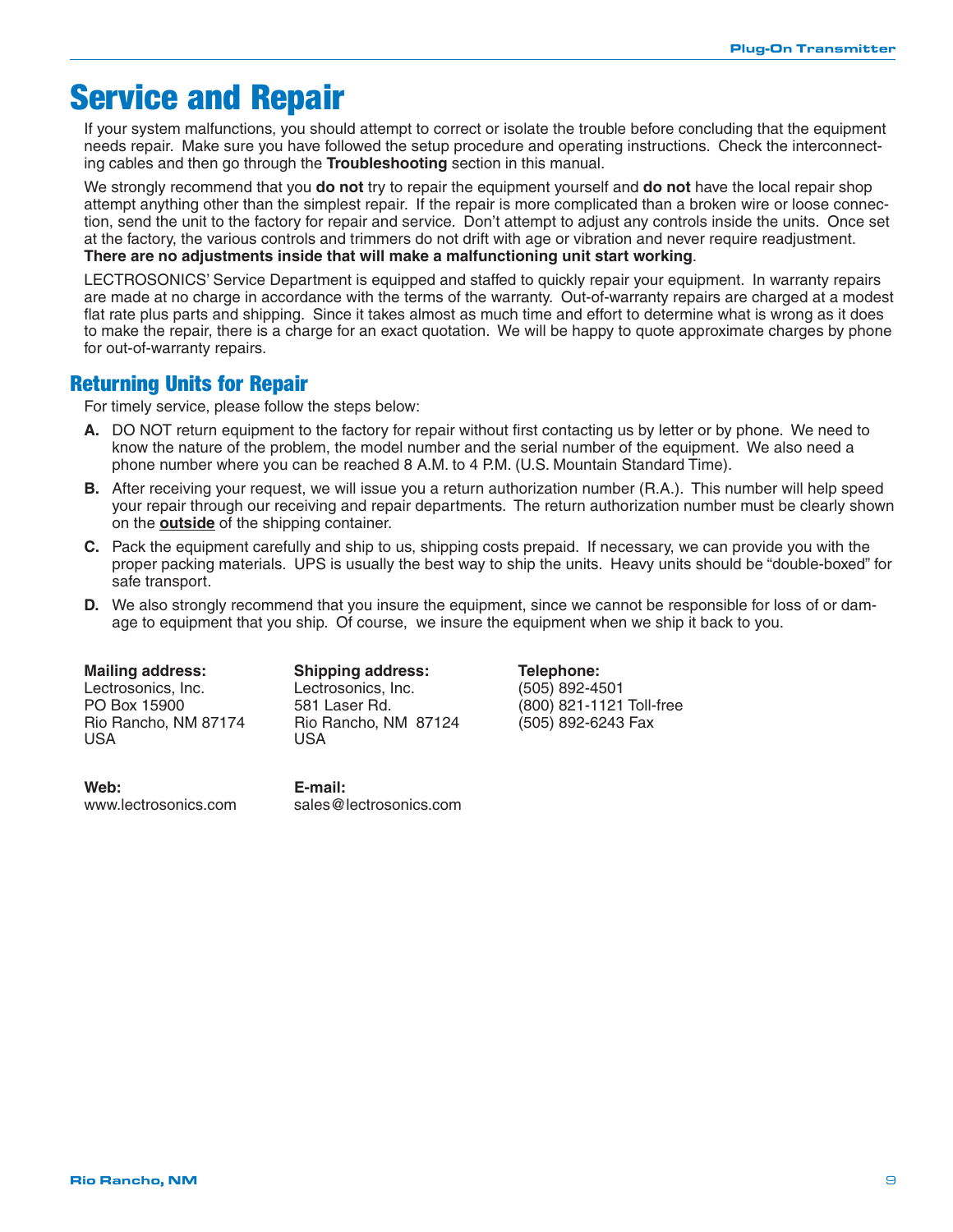# Service and Repair

If your system malfunctions, you should attempt to correct or isolate the trouble before concluding that the equipment needs repair. Make sure you have followed the setup procedure and operating instructions. Check the interconnecting cables and then go through the **Troubleshooting** section in this manual.

We strongly recommend that you **do not** try to repair the equipment yourself and **do not** have the local repair shop attempt anything other than the simplest repair. If the repair is more complicated than a broken wire or loose connection, send the unit to the factory for repair and service. Don't attempt to adjust any controls inside the units. Once set at the factory, the various controls and trimmers do not drift with age or vibration and never require readjustment. **There are no adjustments inside that will make a malfunctioning unit start working**.

LECTROSONICS' Service Department is equipped and staffed to quickly repair your equipment. In warranty repairs are made at no charge in accordance with the terms of the warranty. Out-of-warranty repairs are charged at a modest flat rate plus parts and shipping. Since it takes almost as much time and effort to determine what is wrong as it does to make the repair, there is a charge for an exact quotation. We will be happy to quote approximate charges by phone for out-of-warranty repairs.

## Returning Units for Repair

For timely service, please follow the steps below:

**A.** DO NOT return equipment to the factory for repair without first contacting us by letter or by phone. We need to know the nature of the problem, the model number and the serial number of the equipment. We also need a phone number where you can be reached 8 A.M. to 4 P.M. (U.S. Mountain Standard Time).

**B.** After receiving your request, we will issue you a return authorization number (R.A.). This number will help speed your repair through our receiving and repair departments. The return authorization number must be clearly shown on the **outside** of the shipping container.

**C.** Pack the equipment carefully and ship to us, shipping costs prepaid. If necessary, we can provide you with the proper packing materials. UPS is usually the best way to ship the units. Heavy units should be "double-boxed" for safe transport.

**D.** We also strongly recommend that you insure the equipment, since we cannot be responsible for loss of or damage to equipment that you ship. Of course, we insure the equipment when we ship it back to you.

**Mailing address:**
Lectrosonics, Inc.
PO Box 15900
Rio Rancho, NM 87174
USA

**Shipping address:**
Lectrosonics, Inc.
581 Laser Rd.
Rio Rancho, NM 87124
USA

**Telephone:**
(505) 892-4501
(800) 821-1121 Toll-free
(505) 892-6243 Fax

**Web:**
www.lectrosonics.com

**E-mail:**
sales@lectrosonics.com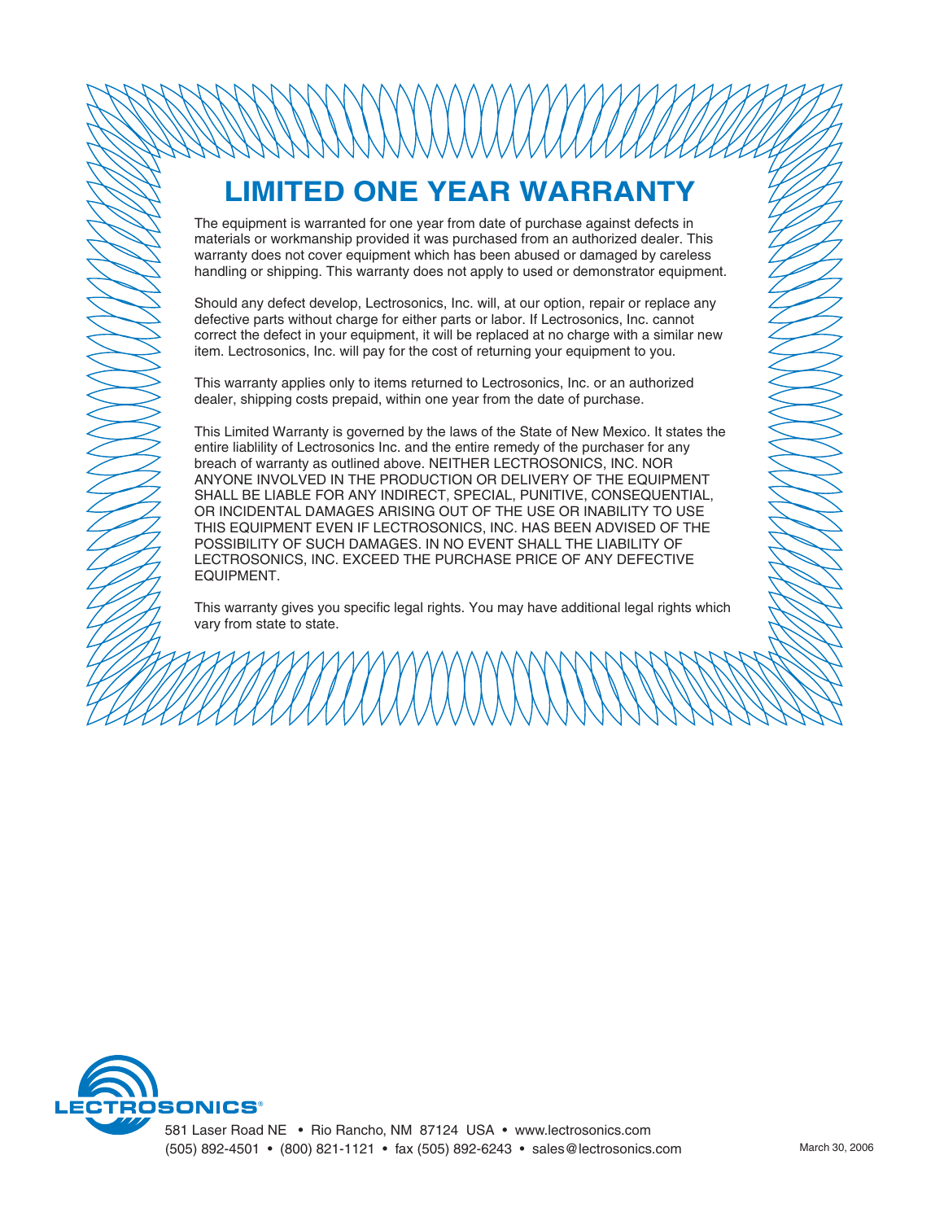# LIMITED ONE YEAR WARRANTY

The equipment is warranted for one year from date of purchase against defects in materials or workmanship provided it was purchased from an authorized dealer. This warranty does not cover equipment which has been abused or damaged by careless handling or shipping. This warranty does not apply to used or demonstrator equipment.

Should any defect develop, Lectrosonics, Inc. will, at our option, repair or replace any defective parts without charge for either parts or labor. If Lectrosonics, Inc. cannot correct the defect in your equipment, it will be replaced at no charge with a similar new item. Lectrosonics, Inc. will pay for the cost of returning your equipment to you.

This warranty applies only to items returned to Lectrosonics, Inc. or an authorized dealer, shipping costs prepaid, within one year from the date of purchase.

This Limited Warranty is governed by the laws of the State of New Mexico. It states the entire liablility of Lectrosonics Inc. and the entire remedy of the purchaser for any breach of warranty as outlined above. NEITHER LECTROSONICS, INC. NOR ANYONE INVOLVED IN THE PRODUCTION OR DELIVERY OF THE EQUIPMENT SHALL BE LIABLE FOR ANY INDIRECT, SPECIAL, PUNITIVE, CONSEQUENTIAL, OR INCIDENTAL DAMAGES ARISING OUT OF THE USE OR INABILITY TO USE THIS EQUIPMENT EVEN IF LECTROSONICS, INC. HAS BEEN ADVISED OF THE POSSIBILITY OF SUCH DAMAGES. IN NO EVENT SHALL THE LIABILITY OF LECTROSONICS, INC. EXCEED THE PURCHASE PRICE OF ANY DEFECTIVE EQUIPMENT.

This warranty gives you specific legal rights. You may have additional legal rights which vary from state to state.

LECTROSONICS®

581 Laser Road NE • Rio Rancho, NM 87124 USA • www.lectrosonics.com
(505) 892-4501 • (800) 821-1121 • fax (505) 892-6243 • sales@lectrosonics.com

March 30, 2006